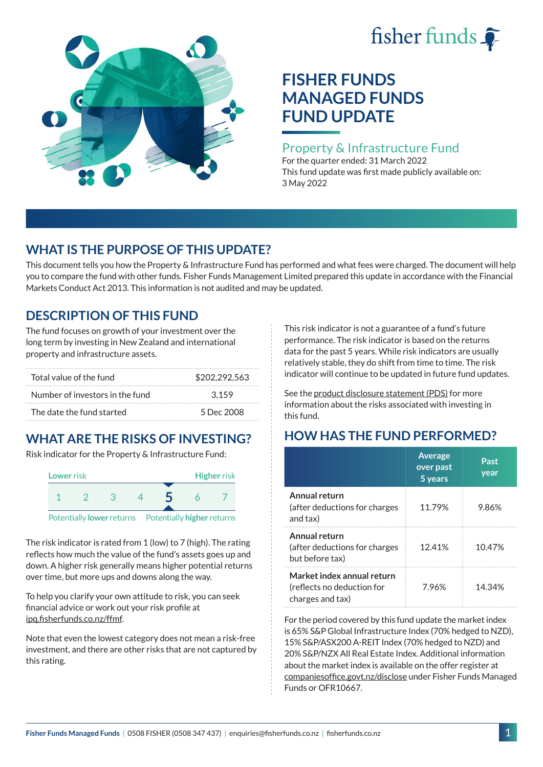fisher funds

# FISHER FUNDS MANAGED FUNDS FUND UPDATE

## Property & Infrastructure Fund

For the quarter ended: 31 March 2022

This fund update was first made publicly available on: 3 May 2022

## WHAT IS THE PURPOSE OF THIS UPDATE?

This document tells you how the Property & Infrastructure Fund has performed and what fees were charged. The document will help you to compare the fund with other funds. Fisher Funds Management Limited prepared this update in accordance with the Financial Markets Conduct Act 2013. This information is not audited and may be updated.

## DESCRIPTION OF THIS FUND

The fund focuses on growth of your investment over the long term by investing in New Zealand and international property and infrastructure assets.

| | |
|---|---|
| Total value of the fund | $202,292,563 |
| Number of investors in the fund | 3,159 |
| The date the fund started | 5 Dec 2008 |

## WHAT ARE THE RISKS OF INVESTING?

Risk indicator for the Property & Infrastructure Fund:

| Lower risk | | | | | | Higher risk |
|---|---|---|---|---|---|---|
| 1 | 2 | 3 | 4 | **5** | 6 | 7 |
| Potentially lower returns | | | | | | Potentially higher returns |

The risk indicator is rated from 1 (low) to 7 (high). The rating reflects how much the value of the fund's assets goes up and down. A higher risk generally means higher potential returns over time, but more ups and downs along the way.

To help you clarify your own attitude to risk, you can seek financial advice or work out your risk profile at ipq.fisherfunds.co.nz/ffmf.

Note that even the lowest category does not mean a risk-free investment, and there are other risks that are not captured by this rating.

This risk indicator is not a guarantee of a fund's future performance. The risk indicator is based on the returns data for the past 5 years. While risk indicators are usually relatively stable, they do shift from time to time. The risk indicator will continue to be updated in future fund updates.

See the product disclosure statement (PDS) for more information about the risks associated with investing in this fund.

## HOW HAS THE FUND PERFORMED?

| | Average over past 5 years | Past year |
|---|---|---|
| **Annual return** (after deductions for charges and tax) | 11.79% | 9.86% |
| **Annual return** (after deductions for charges but before tax) | 12.41% | 10.47% |
| **Market index annual return** (reflects no deduction for charges and tax) | 7.96% | 14.34% |

For the period covered by this fund update the market index is 65% S&P Global Infrastructure Index (70% hedged to NZD), 15% S&P/ASX200 A-REIT Index (70% hedged to NZD) and 20% S&P/NZX All Real Estate Index. Additional information about the market index is available on the offer register at companiesoffice.govt.nz/disclose under Fisher Funds Managed Funds or OFR10667.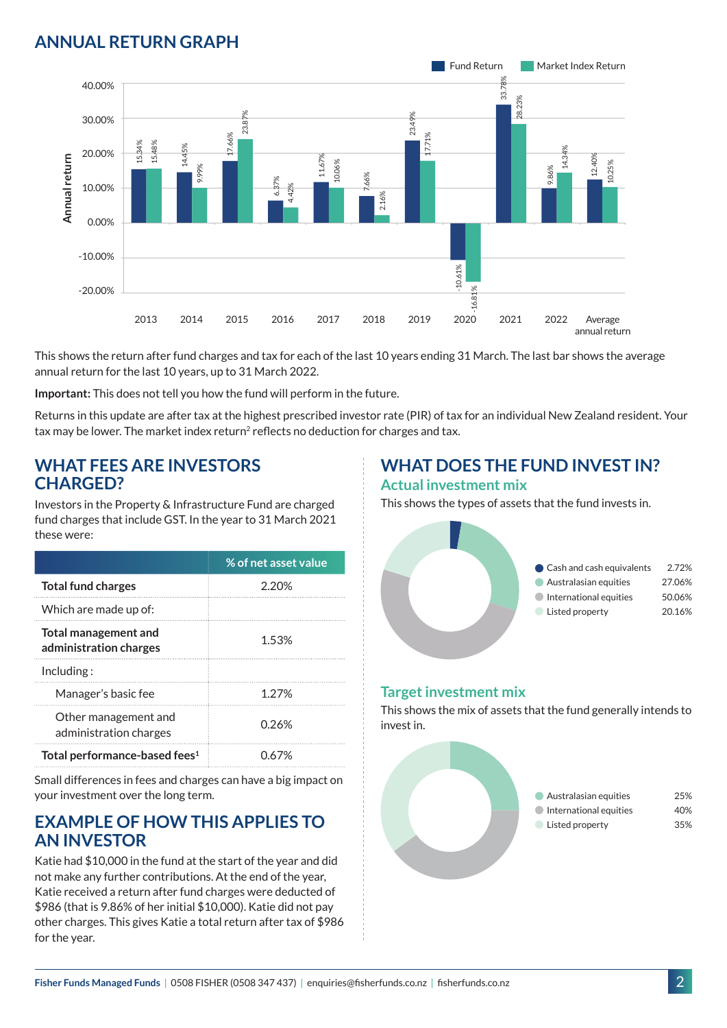## ANNUAL RETURN GRAPH

| Year | Fund Return | Market Index Return |
|---|---|---|
| 2013 | 15.34% | 15.48% |
| 2014 | 14.45% | 9.99% |
| 2015 | 17.66% | 23.87% |
| 2016 | 6.37% | 4.42% |
| 2017 | 11.67% | 10.06% |
| 2018 | 7.66% | 2.16% |
| 2019 | 23.49% | 17.71% |
| 2020 | -10.61% | -16.81% |
| 2021 | 33.78% | 28.23% |
| 2022 | 9.86% | 14.34% |
| Average annual return | 12.40% | 10.25% |

This shows the return after fund charges and tax for each of the last 10 years ending 31 March. The last bar shows the average annual return for the last 10 years, up to 31 March 2022.

**Important:** This does not tell you how the fund will perform in the future.

Returns in this update are after tax at the highest prescribed investor rate (PIR) of tax for an individual New Zealand resident. Your tax may be lower. The market index return[2] reflects no deduction for charges and tax.

## WHAT FEES ARE INVESTORS CHARGED?

Investors in the Property & Infrastructure Fund are charged fund charges that include GST. In the year to 31 March 2021 these were:

| | % of net asset value |
|---|---|
| **Total fund charges** | 2.20% |
| Which are made up of: | |
| **Total management and administration charges** | 1.53% |
| Including: | |
| Manager's basic fee | 1.27% |
| Other management and administration charges | 0.26% |
| **Total performance-based fees[1]** | 0.67% |

Small differences in fees and charges can have a big impact on your investment over the long term.

## EXAMPLE OF HOW THIS APPLIES TO AN INVESTOR

Katie had $10,000 in the fund at the start of the year and did not make any further contributions. At the end of the year, Katie received a return after fund charges were deducted of $986 (that is 9.86% of her initial $10,000). Katie did not pay other charges. This gives Katie a total return after tax of $986 for the year.

## WHAT DOES THE FUND INVEST IN?

### Actual investment mix

This shows the types of assets that the fund invests in.

| Asset | % |
|---|---|
| Cash and cash equivalents | 2.72% |
| Australasian equities | 27.06% |
| International equities | 50.06% |
| Listed property | 20.16% |

### Target investment mix

This shows the mix of assets that the fund generally intends to invest in.

| Asset | % |
|---|---|
| Australasian equities | 25% |
| International equities | 40% |
| Listed property | 35% |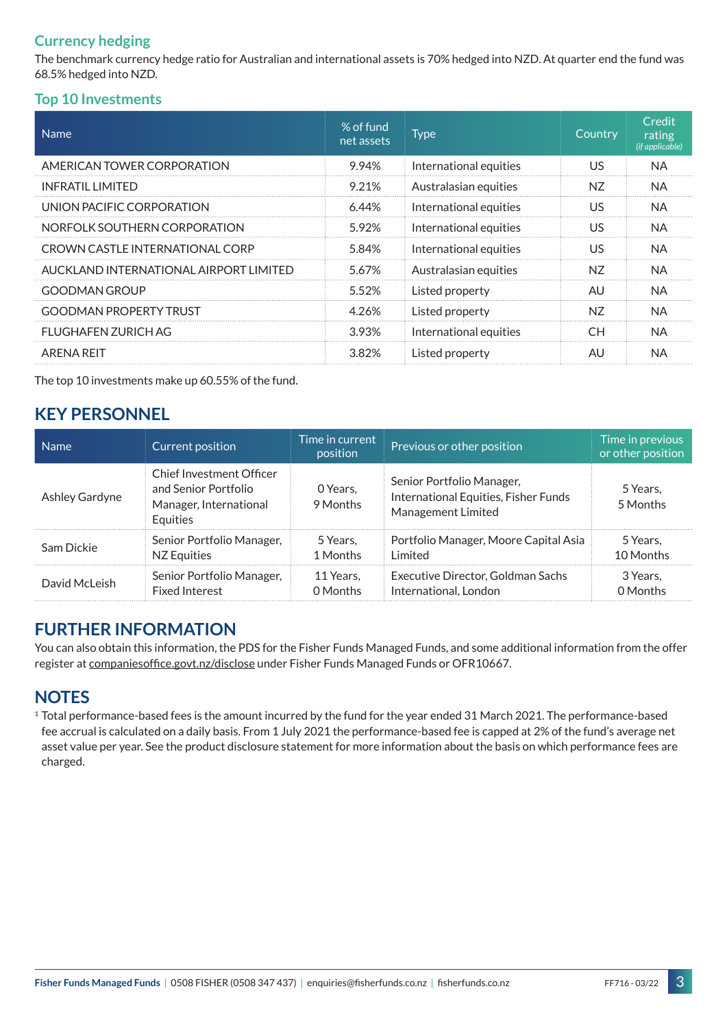## Currency hedging

The benchmark currency hedge ratio for Australian and international assets is 70% hedged into NZD. At quarter end the fund was 68.5% hedged into NZD.

## Top 10 Investments

| Name | % of fund net assets | Type | Country | Credit rating *(if applicable)* |
|---|---|---|---|---|
| AMERICAN TOWER CORPORATION | 9.94% | International equities | US | NA |
| INFRATIL LIMITED | 9.21% | Australasian equities | NZ | NA |
| UNION PACIFIC CORPORATION | 6.44% | International equities | US | NA |
| NORFOLK SOUTHERN CORPORATION | 5.92% | International equities | US | NA |
| CROWN CASTLE INTERNATIONAL CORP | 5.84% | International equities | US | NA |
| AUCKLAND INTERNATIONAL AIRPORT LIMITED | 5.67% | Australasian equities | NZ | NA |
| GOODMAN GROUP | 5.52% | Listed property | AU | NA |
| GOODMAN PROPERTY TRUST | 4.26% | Listed property | NZ | NA |
| FLUGHAFEN ZURICH AG | 3.93% | International equities | CH | NA |
| ARENA REIT | 3.82% | Listed property | AU | NA |

The top 10 investments make up 60.55% of the fund.

## KEY PERSONNEL

| Name | Current position | Time in current position | Previous or other position | Time in previous or other position |
|---|---|---|---|---|
| Ashley Gardyne | Chief Investment Officer and Senior Portfolio Manager, International Equities | 0 Years, 9 Months | Senior Portfolio Manager, International Equities, Fisher Funds Management Limited | 5 Years, 5 Months |
| Sam Dickie | Senior Portfolio Manager, NZ Equities | 5 Years, 1 Months | Portfolio Manager, Moore Capital Asia Limited | 5 Years, 10 Months |
| David McLeish | Senior Portfolio Manager, Fixed Interest | 11 Years, 0 Months | Executive Director, Goldman Sachs International, London | 3 Years, 0 Months |

## FURTHER INFORMATION

You can also obtain this information, the PDS for the Fisher Funds Managed Funds, and some additional information from the offer register at companiesoffice.govt.nz/disclose under Fisher Funds Managed Funds or OFR10667.

## NOTES

[1] Total performance-based fees is the amount incurred by the fund for the year ended 31 March 2021. The performance-based fee accrual is calculated on a daily basis. From 1 July 2021 the performance-based fee is capped at 2% of the fund's average net asset value per year. See the product disclosure statement for more information about the basis on which performance fees are charged.